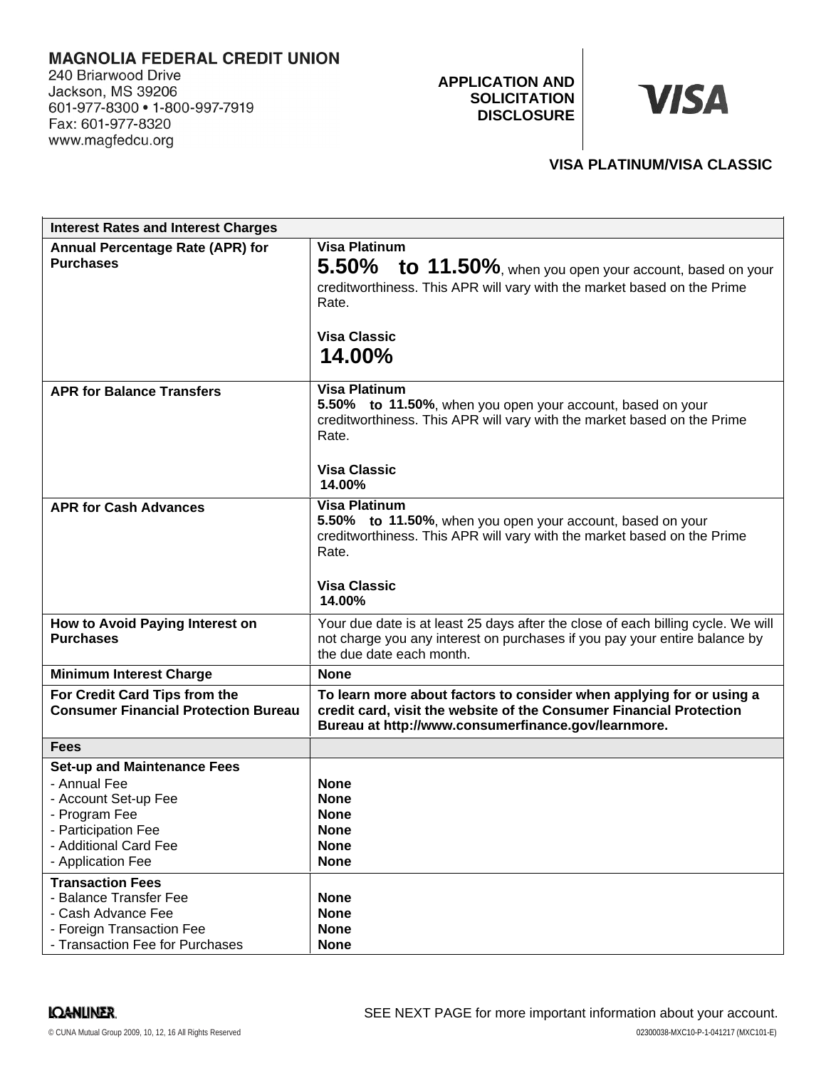**MAGNOLIA FEDERAL CREDIT UNION**
240 Briarwood Drive
Jackson, MS 39206
601-977-8300 • 1-800-997-7919
Fax: 601-977-8320
www.magfedcu.org

**APPLICATION AND SOLICITATION DISCLOSURE**

**VISA**

**VISA PLATINUM/VISA CLASSIC**

| **Interest Rates and Interest Charges** | |
|---|---|
| **Annual Percentage Rate (APR) for Purchases** | **Visa Platinum**<br>**5.50% to 11.50%**, when you open your account, based on your creditworthiness. This APR will vary with the market based on the Prime Rate.<br><br>**Visa Classic**<br>**14.00%** |
| **APR for Balance Transfers** | **Visa Platinum**<br>**5.50% to 11.50%**, when you open your account, based on your creditworthiness. This APR will vary with the market based on the Prime Rate.<br><br>**Visa Classic**<br>**14.00%** |
| **APR for Cash Advances** | **Visa Platinum**<br>**5.50% to 11.50%**, when you open your account, based on your creditworthiness. This APR will vary with the market based on the Prime Rate.<br><br>**Visa Classic**<br>**14.00%** |
| **How to Avoid Paying Interest on Purchases** | Your due date is at least 25 days after the close of each billing cycle. We will not charge you any interest on purchases if you pay your entire balance by the due date each month. |
| **Minimum Interest Charge** | **None** |
| **For Credit Card Tips from the Consumer Financial Protection Bureau** | **To learn more about factors to consider when applying for or using a credit card, visit the website of the Consumer Financial Protection Bureau at http://www.consumerfinance.gov/learnmore.** |
| **Fees** | |
| **Set-up and Maintenance Fees**<br>- Annual Fee<br>- Account Set-up Fee<br>- Program Fee<br>- Participation Fee<br>- Additional Card Fee<br>- Application Fee | <br>**None**<br>**None**<br>**None**<br>**None**<br>**None**<br>**None** |
| **Transaction Fees**<br>- Balance Transfer Fee<br>- Cash Advance Fee<br>- Foreign Transaction Fee<br>- Transaction Fee for Purchases | <br>**None**<br>**None**<br>**None**<br>**None** |

SEE NEXT PAGE for more important information about your account.

LOANLINER.

© CUNA Mutual Group 2009, 10, 12, 16 All Rights Reserved

02300038-MXC10-P-1-041217 (MXC101-E)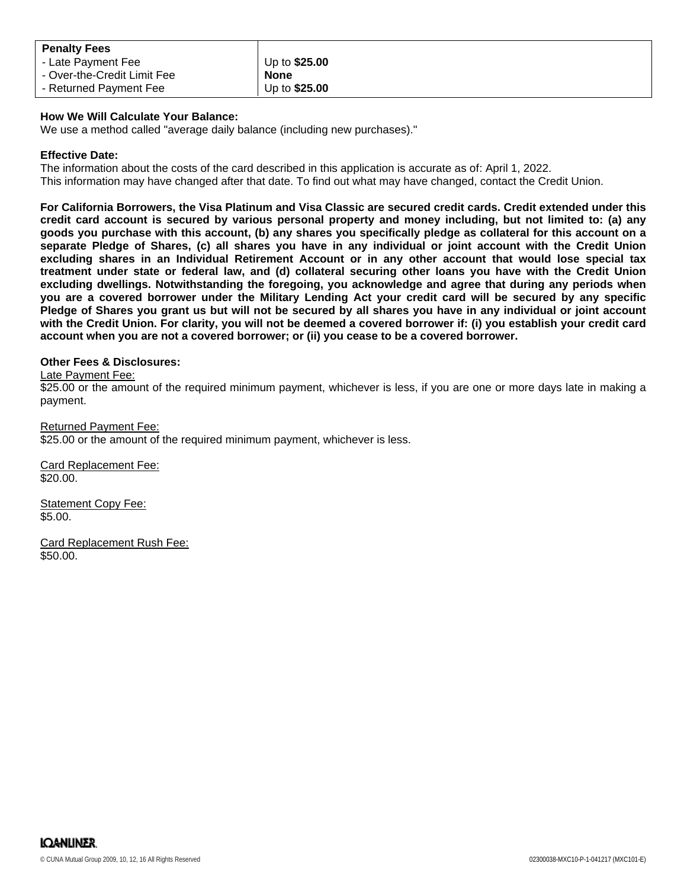| | |
|---|---|
| **Penalty Fees** | |
| - Late Payment Fee | Up to **$25.00** |
| - Over-the-Credit Limit Fee | **None** |
| - Returned Payment Fee | Up to **$25.00** |

**How We Will Calculate Your Balance:**
We use a method called "average daily balance (including new purchases)."

**Effective Date:**
The information about the costs of the card described in this application is accurate as of: April 1, 2022.
This information may have changed after that date. To find out what may have changed, contact the Credit Union.

**For California Borrowers, the Visa Platinum and Visa Classic are secured credit cards. Credit extended under this credit card account is secured by various personal property and money including, but not limited to: (a) any goods you purchase with this account, (b) any shares you specifically pledge as collateral for this account on a separate Pledge of Shares, (c) all shares you have in any individual or joint account with the Credit Union excluding shares in an Individual Retirement Account or in any other account that would lose special tax treatment under state or federal law, and (d) collateral securing other loans you have with the Credit Union excluding dwellings. Notwithstanding the foregoing, you acknowledge and agree that during any periods when you are a covered borrower under the Military Lending Act your credit card will be secured by any specific Pledge of Shares you grant us but will not be secured by all shares you have in any individual or joint account with the Credit Union. For clarity, you will not be deemed a covered borrower if: (i) you establish your credit card account when you are not a covered borrower; or (ii) you cease to be a covered borrower.**

**Other Fees & Disclosures:**

Late Payment Fee:
$25.00 or the amount of the required minimum payment, whichever is less, if you are one or more days late in making a payment.

Returned Payment Fee:
$25.00 or the amount of the required minimum payment, whichever is less.

Card Replacement Fee:
$20.00.

Statement Copy Fee:
$5.00.

Card Replacement Rush Fee:
$50.00.

LOANLINER.

© CUNA Mutual Group 2009, 10, 12, 16 All Rights Reserved

02300038-MXC10-P-1-041217 (MXC101-E)